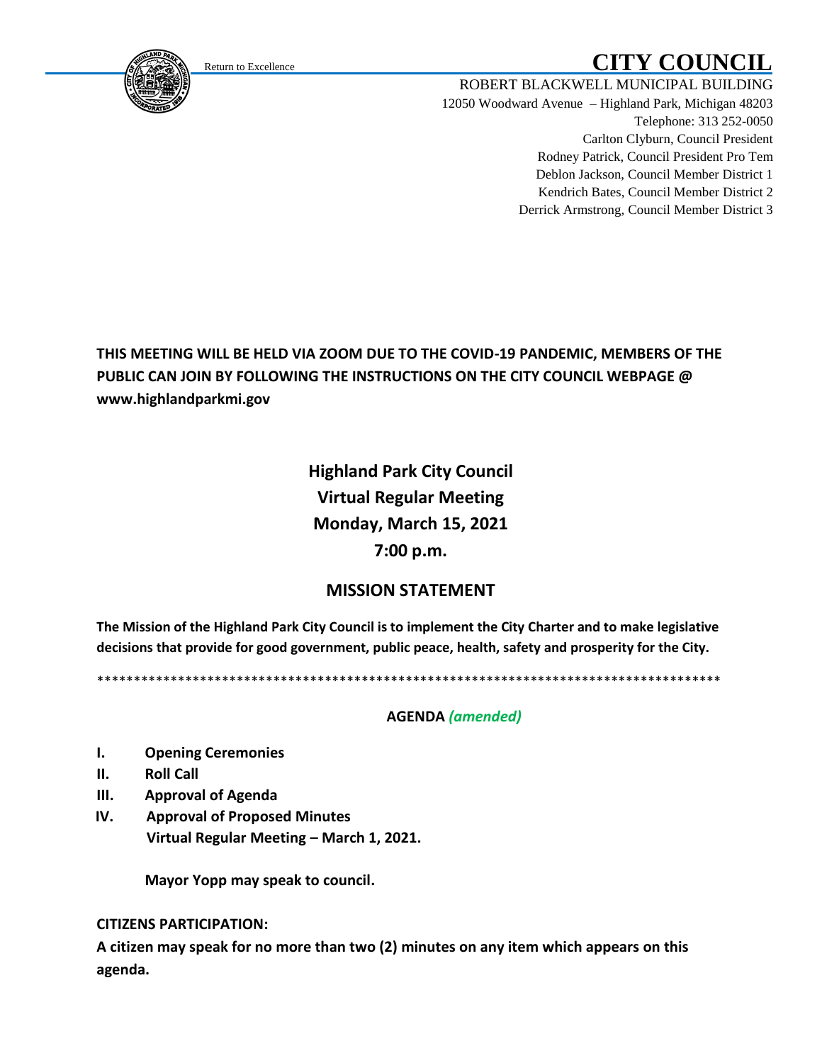Return to Excellence

# CITY COUNCIL

ROBERT BLACKWELL MUNICIPAL BUILDING
12050 Woodward Avenue – Highland Park, Michigan 48203
Telephone: 313 252-0050
Carlton Clyburn, Council President
Rodney Patrick, Council President Pro Tem
Deblon Jackson, Council Member District 1
Kendrich Bates, Council Member District 2
Derrick Armstrong, Council Member District 3

**THIS MEETING WILL BE HELD VIA ZOOM DUE TO THE COVID-19 PANDEMIC, MEMBERS OF THE PUBLIC CAN JOIN BY FOLLOWING THE INSTRUCTIONS ON THE CITY COUNCIL WEBPAGE @ www.highlandparkmi.gov**

## Highland Park City Council
## Virtual Regular Meeting
## Monday, March 15, 2021
## 7:00 p.m.

## MISSION STATEMENT

**The Mission of the Highland Park City Council is to implement the City Charter and to make legislative decisions that provide for good government, public peace, health, safety and prosperity for the City.**

*************************************************************************************

**AGENDA *(amended)***

**I. Opening Ceremonies**

**II. Roll Call**

**III. Approval of Agenda**

**IV. Approval of Proposed Minutes**
**Virtual Regular Meeting – March 1, 2021.**

**Mayor Yopp may speak to council.**

**CITIZENS PARTICIPATION:**

**A citizen may speak for no more than two (2) minutes on any item which appears on this agenda.**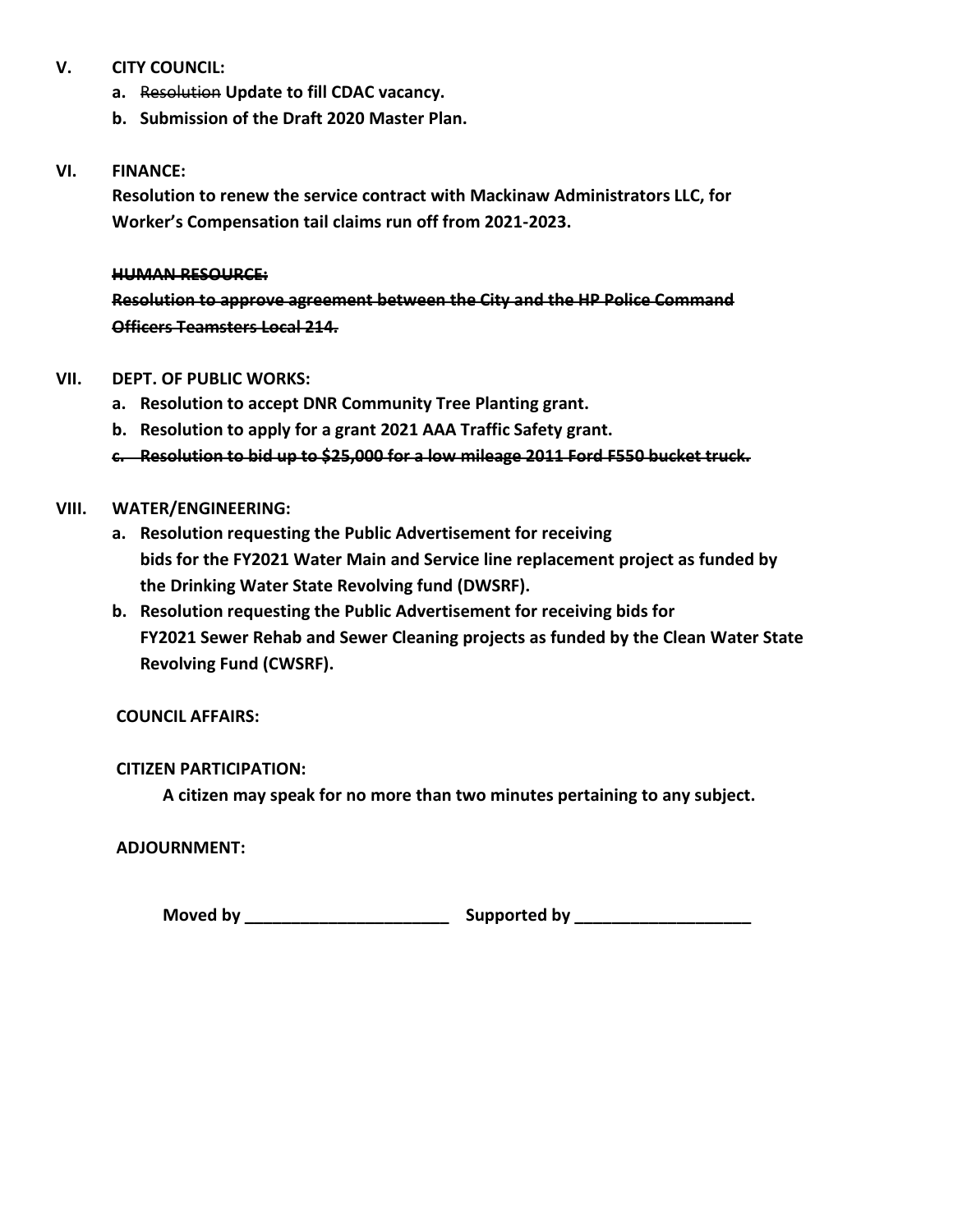**V. CITY COUNCIL:**

- **a.** ~~Resolution~~ **Update to fill CDAC vacancy.**
- **b. Submission of the Draft 2020 Master Plan.**

**VI. FINANCE:**

**Resolution to renew the service contract with Mackinaw Administrators LLC, for Worker's Compensation tail claims run off from 2021-2023.**

~~**HUMAN RESOURCE:**~~

~~**Resolution to approve agreement between the City and the HP Police Command Officers Teamsters Local 214.**~~

**VII. DEPT. OF PUBLIC WORKS:**

- **a. Resolution to accept DNR Community Tree Planting grant.**
- **b. Resolution to apply for a grant 2021 AAA Traffic Safety grant.**
- ~~**c. Resolution to bid up to $25,000 for a low mileage 2011 Ford F550 bucket truck.**~~

**VIII. WATER/ENGINEERING:**

- **a. Resolution requesting the Public Advertisement for receiving bids for the FY2021 Water Main and Service line replacement project as funded by the Drinking Water State Revolving fund (DWSRF).**
- **b. Resolution requesting the Public Advertisement for receiving bids for FY2021 Sewer Rehab and Sewer Cleaning projects as funded by the Clean Water State Revolving Fund (CWSRF).**

**COUNCIL AFFAIRS:**

**CITIZEN PARTICIPATION:**

**A citizen may speak for no more than two minutes pertaining to any subject.**

**ADJOURNMENT:**

**Moved by _______________________ Supported by ___________________**